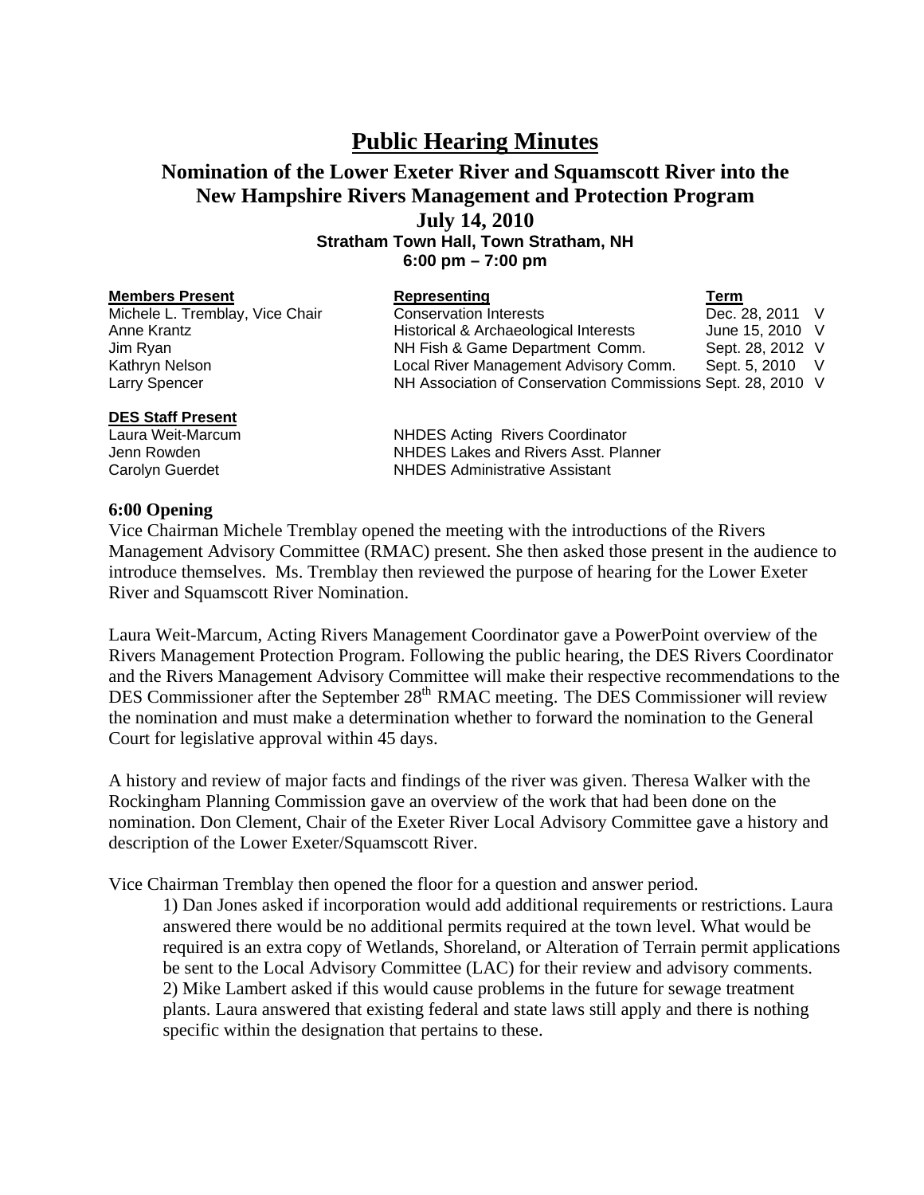# Public Hearing Minutes

## Nomination of the Lower Exeter River and Squamscott River into the New Hampshire Rivers Management and Protection Program

### July 14, 2010

**Stratham Town Hall, Town Stratham, NH**
**6:00 pm – 7:00 pm**

| **Members Present** | **Representing** | **Term** | |
|---|---|---|---|
| Michele L. Tremblay, Vice Chair | Conservation Interests | Dec. 28, 2011 | V |
| Anne Krantz | Historical & Archaeological Interests | June 15, 2010 | V |
| Jim Ryan | NH Fish & Game Department Comm. | Sept. 28, 2012 | V |
| Kathryn Nelson | Local River Management Advisory Comm. | Sept. 5, 2010 | V |
| Larry Spencer | NH Association of Conservation Commissions | Sept. 28, 2010 | V |

| **DES Staff Present** | |
|---|---|
| Laura Weit-Marcum | NHDES Acting Rivers Coordinator |
| Jenn Rowden | NHDES Lakes and Rivers Asst. Planner |
| Carolyn Guerdet | NHDES Administrative Assistant |

**6:00 Opening**

Vice Chairman Michele Tremblay opened the meeting with the introductions of the Rivers Management Advisory Committee (RMAC) present. She then asked those present in the audience to introduce themselves. Ms. Tremblay then reviewed the purpose of hearing for the Lower Exeter River and Squamscott River Nomination.

Laura Weit-Marcum, Acting Rivers Management Coordinator gave a PowerPoint overview of the Rivers Management Protection Program. Following the public hearing, the DES Rivers Coordinator and the Rivers Management Advisory Committee will make their respective recommendations to the DES Commissioner after the September 28th RMAC meeting. The DES Commissioner will review the nomination and must make a determination whether to forward the nomination to the General Court for legislative approval within 45 days.

A history and review of major facts and findings of the river was given. Theresa Walker with the Rockingham Planning Commission gave an overview of the work that had been done on the nomination. Don Clement, Chair of the Exeter River Local Advisory Committee gave a history and description of the Lower Exeter/Squamscott River.

Vice Chairman Tremblay then opened the floor for a question and answer period.

1) Dan Jones asked if incorporation would add additional requirements or restrictions. Laura answered there would be no additional permits required at the town level. What would be required is an extra copy of Wetlands, Shoreland, or Alteration of Terrain permit applications be sent to the Local Advisory Committee (LAC) for their review and advisory comments.
2) Mike Lambert asked if this would cause problems in the future for sewage treatment plants. Laura answered that existing federal and state laws still apply and there is nothing specific within the designation that pertains to these.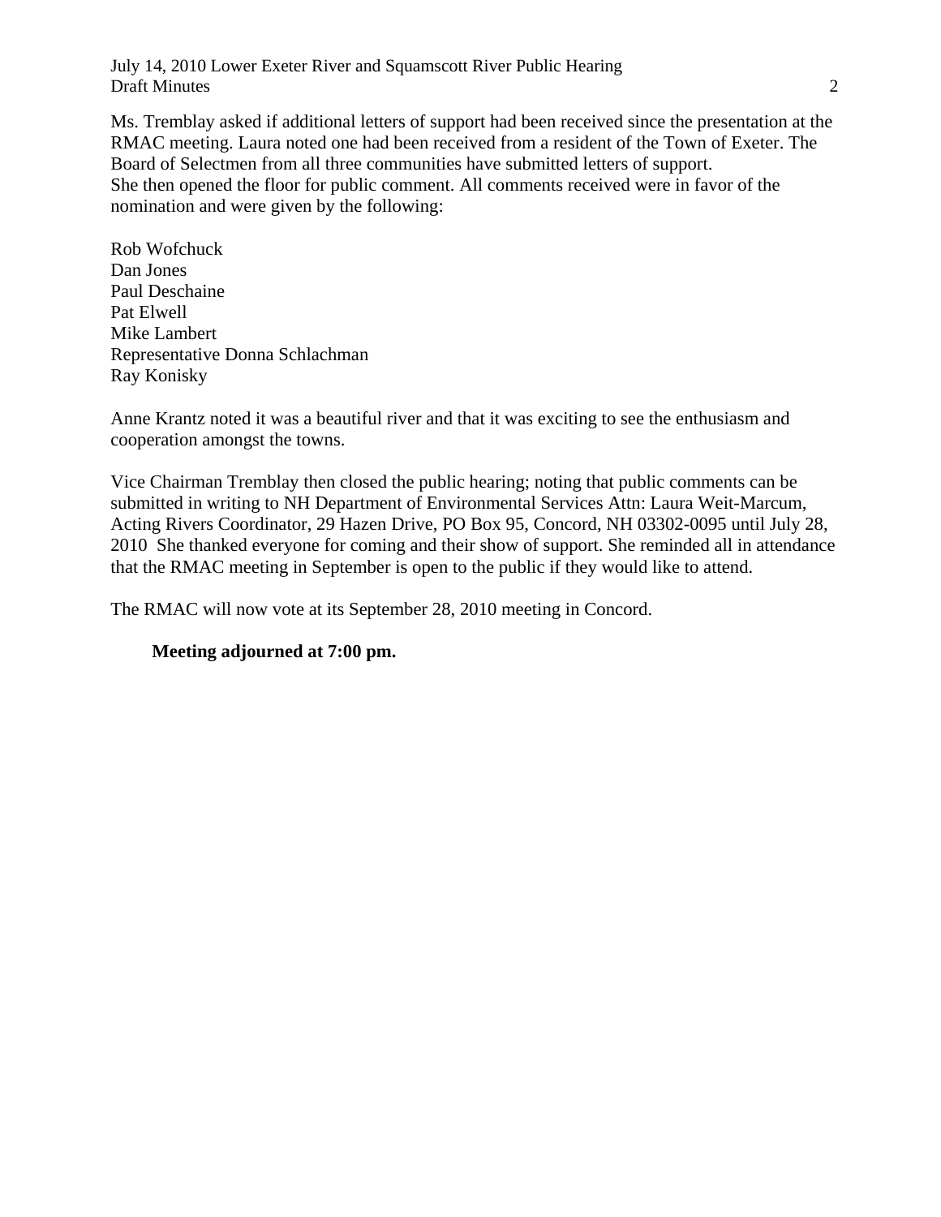Ms. Tremblay asked if additional letters of support had been received since the presentation at the RMAC meeting. Laura noted one had been received from a resident of the Town of Exeter. The Board of Selectmen from all three communities have submitted letters of support.
She then opened the floor for public comment. All comments received were in favor of the nomination and were given by the following:

Rob Wofchuck
Dan Jones
Paul Deschaine
Pat Elwell
Mike Lambert
Representative Donna Schlachman
Ray Konisky

Anne Krantz noted it was a beautiful river and that it was exciting to see the enthusiasm and cooperation amongst the towns.

Vice Chairman Tremblay then closed the public hearing; noting that public comments can be submitted in writing to NH Department of Environmental Services Attn: Laura Weit-Marcum, Acting Rivers Coordinator, 29 Hazen Drive, PO Box 95, Concord, NH 03302-0095 until July 28, 2010 She thanked everyone for coming and their show of support. She reminded all in attendance that the RMAC meeting in September is open to the public if they would like to attend.

The RMAC will now vote at its September 28, 2010 meeting in Concord.

**Meeting adjourned at 7:00 pm.**